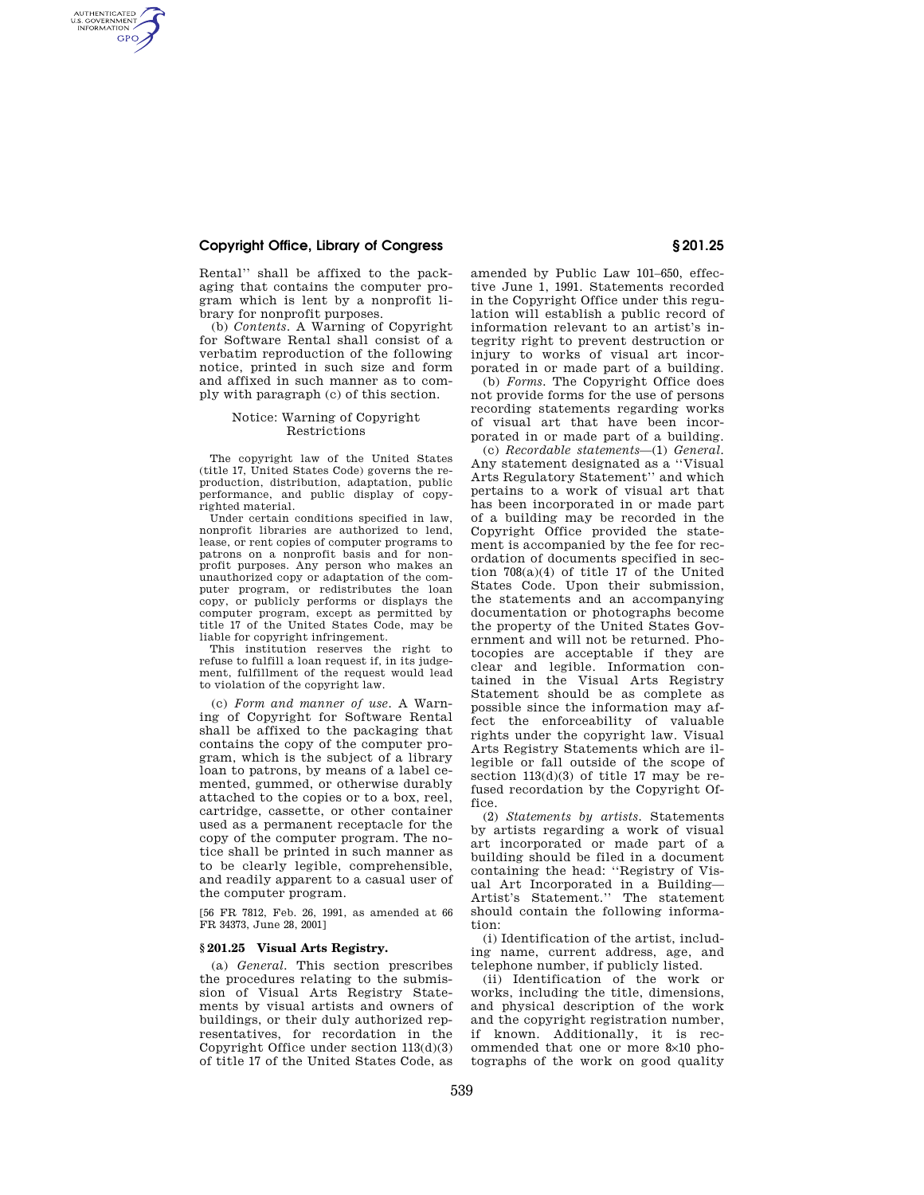Rental'' shall be affixed to the packaging that contains the computer program which is lent by a nonprofit library for nonprofit purposes.

(b) *Contents.* A Warning of Copyright for Software Rental shall consist of a verbatim reproduction of the following notice, printed in such size and form and affixed in such manner as to comply with paragraph (c) of this section.

Notice: Warning of Copyright Restrictions

The copyright law of the United States (title 17, United States Code) governs the reproduction, distribution, adaptation, public performance, and public display of copyrighted material.

Under certain conditions specified in law, nonprofit libraries are authorized to lend, lease, or rent copies of computer programs to patrons on a nonprofit basis and for nonprofit purposes. Any person who makes an unauthorized copy or adaptation of the computer program, or redistributes the loan copy, or publicly performs or displays the computer program, except as permitted by title 17 of the United States Code, may be liable for copyright infringement.

This institution reserves the right to refuse to fulfill a loan request if, in its judgement, fulfillment of the request would lead to violation of the copyright law.

(c) *Form and manner of use.* A Warning of Copyright for Software Rental shall be affixed to the packaging that contains the copy of the computer program, which is the subject of a library loan to patrons, by means of a label cemented, gummed, or otherwise durably attached to the copies or to a box, reel, cartridge, cassette, or other container used as a permanent receptacle for the copy of the computer program. The notice shall be printed in such manner as to be clearly legible, comprehensible, and readily apparent to a casual user of the computer program.

[56 FR 7812, Feb. 26, 1991, as amended at 66 FR 34373, June 28, 2001]

## § 201.25 Visual Arts Registry.

(a) *General.* This section prescribes the procedures relating to the submission of Visual Arts Registry Statements by visual artists and owners of buildings, or their duly authorized representatives, for recordation in the Copyright Office under section 113(d)(3) of title 17 of the United States Code, as amended by Public Law 101–650, effective June 1, 1991. Statements recorded in the Copyright Office under this regulation will establish a public record of information relevant to an artist's integrity right to prevent destruction or injury to works of visual art incorporated in or made part of a building.

(b) *Forms.* The Copyright Office does not provide forms for the use of persons recording statements regarding works of visual art that have been incorporated in or made part of a building.

(c) *Recordable statements*—(1) *General.* Any statement designated as a ''Visual Arts Regulatory Statement'' and which pertains to a work of visual art that has been incorporated in or made part of a building may be recorded in the Copyright Office provided the statement is accompanied by the fee for recordation of documents specified in section 708(a)(4) of title 17 of the United States Code. Upon their submission, the statements and an accompanying documentation or photographs become the property of the United States Government and will not be returned. Photocopies are acceptable if they are clear and legible. Information contained in the Visual Arts Registry Statement should be as complete as possible since the information may affect the enforceability of valuable rights under the copyright law. Visual Arts Registry Statements which are illegible or fall outside of the scope of section 113(d)(3) of title 17 may be refused recordation by the Copyright Office.

(2) *Statements by artists.* Statements by artists regarding a work of visual art incorporated or made part of a building should be filed in a document containing the head: ''Registry of Visual Art Incorporated in a Building—Artist's Statement.'' The statement should contain the following information:

(i) Identification of the artist, including name, current address, age, and telephone number, if publicly listed.

(ii) Identification of the work or works, including the title, dimensions, and physical description of the work and the copyright registration number, if known. Additionally, it is recommended that one or more 8×10 photographs of the work on good quality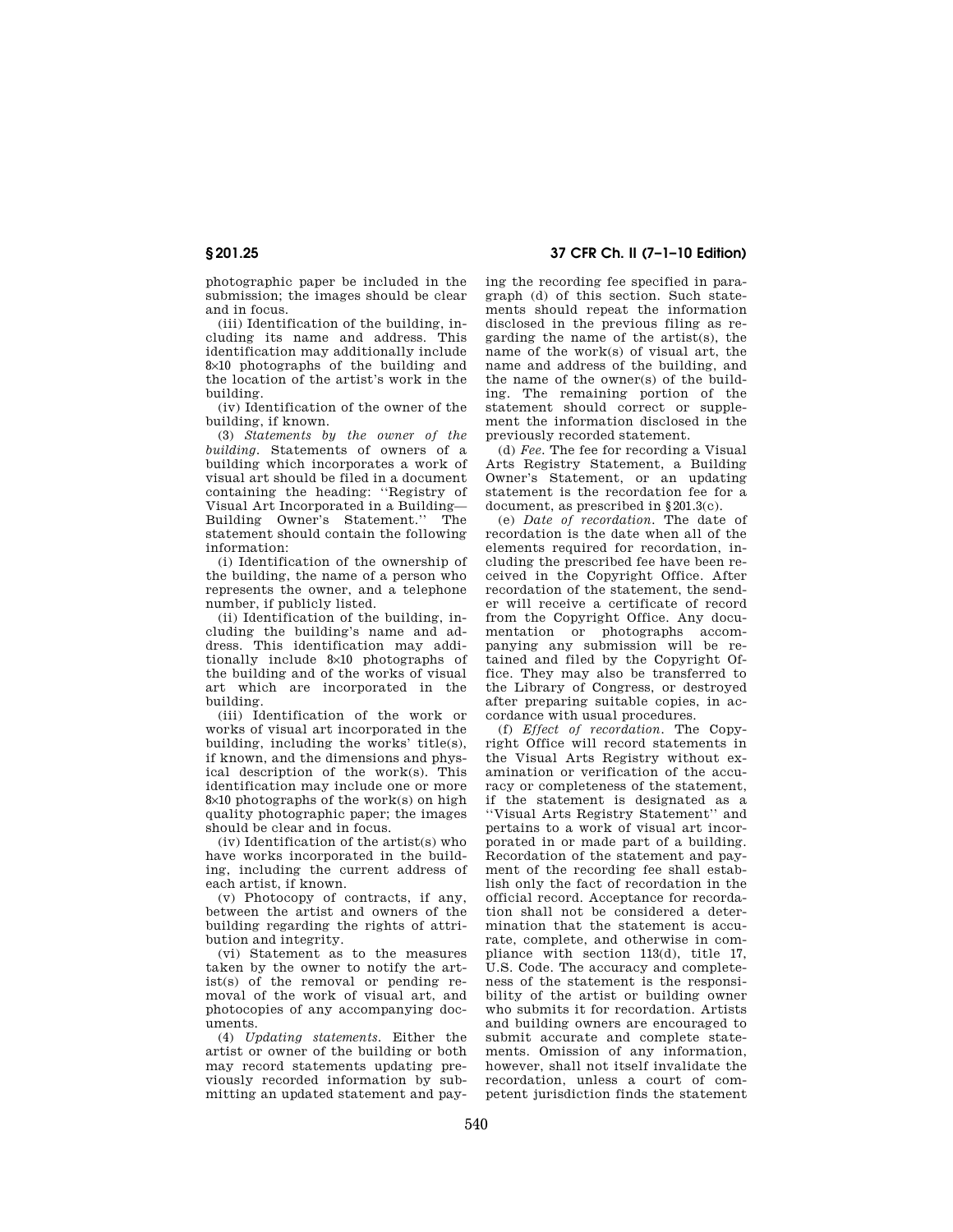photographic paper be included in the submission; the images should be clear and in focus.

(iii) Identification of the building, including its name and address. This identification may additionally include 8×10 photographs of the building and the location of the artist's work in the building.

(iv) Identification of the owner of the building, if known.

(3) *Statements by the owner of the building.* Statements of owners of a building which incorporates a work of visual art should be filed in a document containing the heading: ''Registry of Visual Art Incorporated in a Building—Building Owner's Statement.'' The statement should contain the following information:

(i) Identification of the ownership of the building, the name of a person who represents the owner, and a telephone number, if publicly listed.

(ii) Identification of the building, including the building's name and address. This identification may additionally include 8×10 photographs of the building and of the works of visual art which are incorporated in the building.

(iii) Identification of the work or works of visual art incorporated in the building, including the works' title(s), if known, and the dimensions and physical description of the work(s). This identification may include one or more 8×10 photographs of the work(s) on high quality photographic paper; the images should be clear and in focus.

(iv) Identification of the artist(s) who have works incorporated in the building, including the current address of each artist, if known.

(v) Photocopy of contracts, if any, between the artist and owners of the building regarding the rights of attribution and integrity.

(vi) Statement as to the measures taken by the owner to notify the artist(s) of the removal or pending removal of the work of visual art, and photocopies of any accompanying documents.

(4) *Updating statements.* Either the artist or owner of the building or both may record statements updating previously recorded information by submitting an updated statement and paying the recording fee specified in paragraph (d) of this section. Such statements should repeat the information disclosed in the previous filing as regarding the name of the artist(s), the name of the work(s) of visual art, the name and address of the building, and the name of the owner(s) of the building. The remaining portion of the statement should correct or supplement the information disclosed in the previously recorded statement.

(d) *Fee.* The fee for recording a Visual Arts Registry Statement, a Building Owner's Statement, or an updating statement is the recordation fee for a document, as prescribed in §201.3(c).

(e) *Date of recordation.* The date of recordation is the date when all of the elements required for recordation, including the prescribed fee have been received in the Copyright Office. After recordation of the statement, the sender will receive a certificate of record from the Copyright Office. Any documentation or photographs accompanying any submission will be retained and filed by the Copyright Office. They may also be transferred to the Library of Congress, or destroyed after preparing suitable copies, in accordance with usual procedures.

(f) *Effect of recordation.* The Copyright Office will record statements in the Visual Arts Registry without examination or verification of the accuracy or completeness of the statement, if the statement is designated as a ''Visual Arts Registry Statement'' and pertains to a work of visual art incorporated in or made part of a building. Recordation of the statement and payment of the recording fee shall establish only the fact of recordation in the official record. Acceptance for recordation shall not be considered a determination that the statement is accurate, complete, and otherwise in compliance with section 113(d), title 17, U.S. Code. The accuracy and completeness of the statement is the responsibility of the artist or building owner who submits it for recordation. Artists and building owners are encouraged to submit accurate and complete statements. Omission of any information, however, shall not itself invalidate the recordation, unless a court of competent jurisdiction finds the statement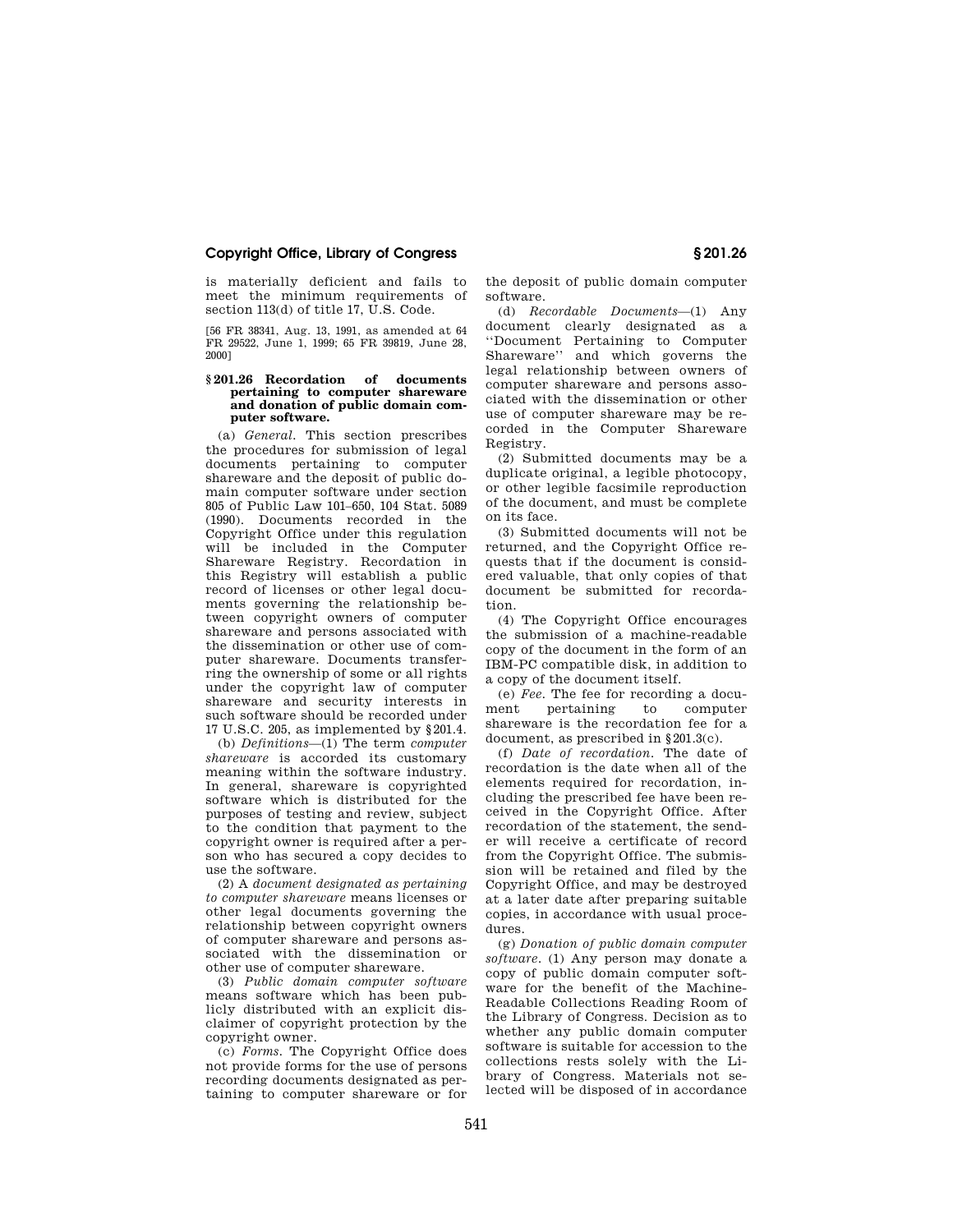is materially deficient and fails to meet the minimum requirements of section 113(d) of title 17, U.S. Code.

[56 FR 38341, Aug. 13, 1991, as amended at 64 FR 29522, June 1, 1999; 65 FR 39819, June 28, 2000]

## § 201.26 Recordation of documents pertaining to computer shareware and donation of public domain computer software.

(a) *General.* This section prescribes the procedures for submission of legal documents pertaining to computer shareware and the deposit of public domain computer software under section 805 of Public Law 101–650, 104 Stat. 5089 (1990). Documents recorded in the Copyright Office under this regulation will be included in the Computer Shareware Registry. Recordation in this Registry will establish a public record of licenses or other legal documents governing the relationship between copyright owners of computer shareware and persons associated with the dissemination or other use of computer shareware. Documents transferring the ownership of some or all rights under the copyright law of computer shareware and security interests in such software should be recorded under 17 U.S.C. 205, as implemented by § 201.4.

(b) *Definitions*—(1) The term *computer shareware* is accorded its customary meaning within the software industry. In general, shareware is copyrighted software which is distributed for the purposes of testing and review, subject to the condition that payment to the copyright owner is required after a person who has secured a copy decides to use the software.

(2) A *document designated as pertaining to computer shareware* means licenses or other legal documents governing the relationship between copyright owners of computer shareware and persons associated with the dissemination or other use of computer shareware.

(3) *Public domain computer software* means software which has been publicly distributed with an explicit disclaimer of copyright protection by the copyright owner.

(c) *Forms.* The Copyright Office does not provide forms for the use of persons recording documents designated as pertaining to computer shareware or for the deposit of public domain computer software.

(d) *Recordable Documents*—(1) Any document clearly designated as a ''Document Pertaining to Computer Shareware'' and which governs the legal relationship between owners of computer shareware and persons associated with the dissemination or other use of computer shareware may be recorded in the Computer Shareware Registry.

(2) Submitted documents may be a duplicate original, a legible photocopy, or other legible facsimile reproduction of the document, and must be complete on its face.

(3) Submitted documents will not be returned, and the Copyright Office requests that if the document is considered valuable, that only copies of that document be submitted for recordation.

(4) The Copyright Office encourages the submission of a machine-readable copy of the document in the form of an IBM-PC compatible disk, in addition to a copy of the document itself.

(e) *Fee.* The fee for recording a document pertaining to computer shareware is the recordation fee for a document, as prescribed in § 201.3(c).

(f) *Date of recordation.* The date of recordation is the date when all of the elements required for recordation, including the prescribed fee have been received in the Copyright Office. After recordation of the statement, the sender will receive a certificate of record from the Copyright Office. The submission will be retained and filed by the Copyright Office, and may be destroyed at a later date after preparing suitable copies, in accordance with usual procedures.

(g) *Donation of public domain computer software.* (1) Any person may donate a copy of public domain computer software for the benefit of the Machine-Readable Collections Reading Room of the Library of Congress. Decision as to whether any public domain computer software is suitable for accession to the collections rests solely with the Library of Congress. Materials not selected will be disposed of in accordance